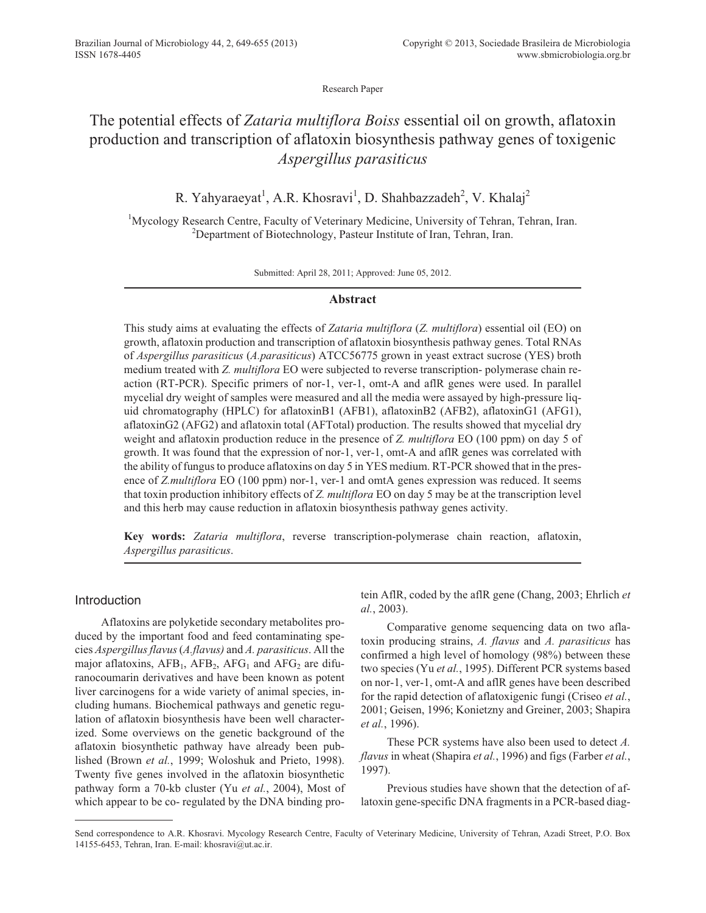Research Paper

# The potential effects of *Zataria multiflora Boiss* essential oil on growth, aflatoxin production and transcription of aflatoxin biosynthesis pathway genes of toxigenic *Aspergillus parasiticus*

R. Yahyaraeyat[1], A.R. Khosravi[1], D. Shahbazzadeh[2], V. Khalaj[2]

[1]Mycology Research Centre, Faculty of Veterinary Medicine, University of Tehran, Tehran, Iran.
[2]Department of Biotechnology, Pasteur Institute of Iran, Tehran, Iran.

Submitted: April 28, 2011; Approved: June 05, 2012.

## Abstract

This study aims at evaluating the effects of *Zataria multiflora* (*Z. multiflora*) essential oil (EO) on growth, aflatoxin production and transcription of aflatoxin biosynthesis pathway genes. Total RNAs of *Aspergillus parasiticus* (*A.parasiticus*) ATCC56775 grown in yeast extract sucrose (YES) broth medium treated with *Z. multiflora* EO were subjected to reverse transcription- polymerase chain reaction (RT-PCR). Specific primers of nor-1, ver-1, omt-A and aflR genes were used. In parallel mycelial dry weight of samples were measured and all the media were assayed by high-pressure liquid chromatography (HPLC) for aflatoxinB1 (AFB1), aflatoxinB2 (AFB2), aflatoxinG1 (AFG1), aflatoxinG2 (AFG2) and aflatoxin total (AFTotal) production. The results showed that mycelial dry weight and aflatoxin production reduce in the presence of *Z. multiflora* EO (100 ppm) on day 5 of growth. It was found that the expression of nor-1, ver-1, omt-A and aflR genes was correlated with the ability of fungus to produce aflatoxins on day 5 in YES medium. RT-PCR showed that in the presence of *Z.multiflora* EO (100 ppm) nor-1, ver-1 and omtA genes expression was reduced. It seems that toxin production inhibitory effects of *Z. multiflora* EO on day 5 may be at the transcription level and this herb may cause reduction in aflatoxin biosynthesis pathway genes activity.

**Key words:** *Zataria multiflora*, reverse transcription-polymerase chain reaction, aflatoxin, *Aspergillus parasiticus*.

## Introduction

Aflatoxins are polyketide secondary metabolites produced by the important food and feed contaminating species *Aspergillus flavus* (*A.flavus)* and *A. parasiticus*. All the major aflatoxins, $AFB_1$, $AFB_2$, $AFG_1$ and $AFG_2$ are difuranocoumarin derivatives and have been known as potent liver carcinogens for a wide variety of animal species, including humans. Biochemical pathways and genetic regulation of aflatoxin biosynthesis have been well characterized. Some overviews on the genetic background of the aflatoxin biosynthetic pathway have already been published (Brown *et al.*, 1999; Woloshuk and Prieto, 1998). Twenty five genes involved in the aflatoxin biosynthetic pathway form a 70-kb cluster (Yu *et al.*, 2004), Most of which appear to be co- regulated by the DNA binding protein AflR, coded by the aflR gene (Chang, 2003; Ehrlich *et al.*, 2003).

Comparative genome sequencing data on two aflatoxin producing strains, *A. flavus* and *A. parasiticus* has confirmed a high level of homology (98%) between these two species (Yu *et al.*, 1995). Different PCR systems based on nor-1, ver-1, omt-A and aflR genes have been described for the rapid detection of aflatoxigenic fungi (Criseo *et al.*, 2001; Geisen, 1996; Konietzny and Greiner, 2003; Shapira *et al.*, 1996).

These PCR systems have also been used to detect *A. flavus* in wheat (Shapira *et al.*, 1996) and figs (Farber *et al.*, 1997).

Previous studies have shown that the detection of aflatoxin gene-specific DNA fragments in a PCR-based diag-

Send correspondence to A.R. Khosravi. Mycology Research Centre, Faculty of Veterinary Medicine, University of Tehran, Azadi Street, P.O. Box 14155-6453, Tehran, Iran. E-mail: khosravi@ut.ac.ir.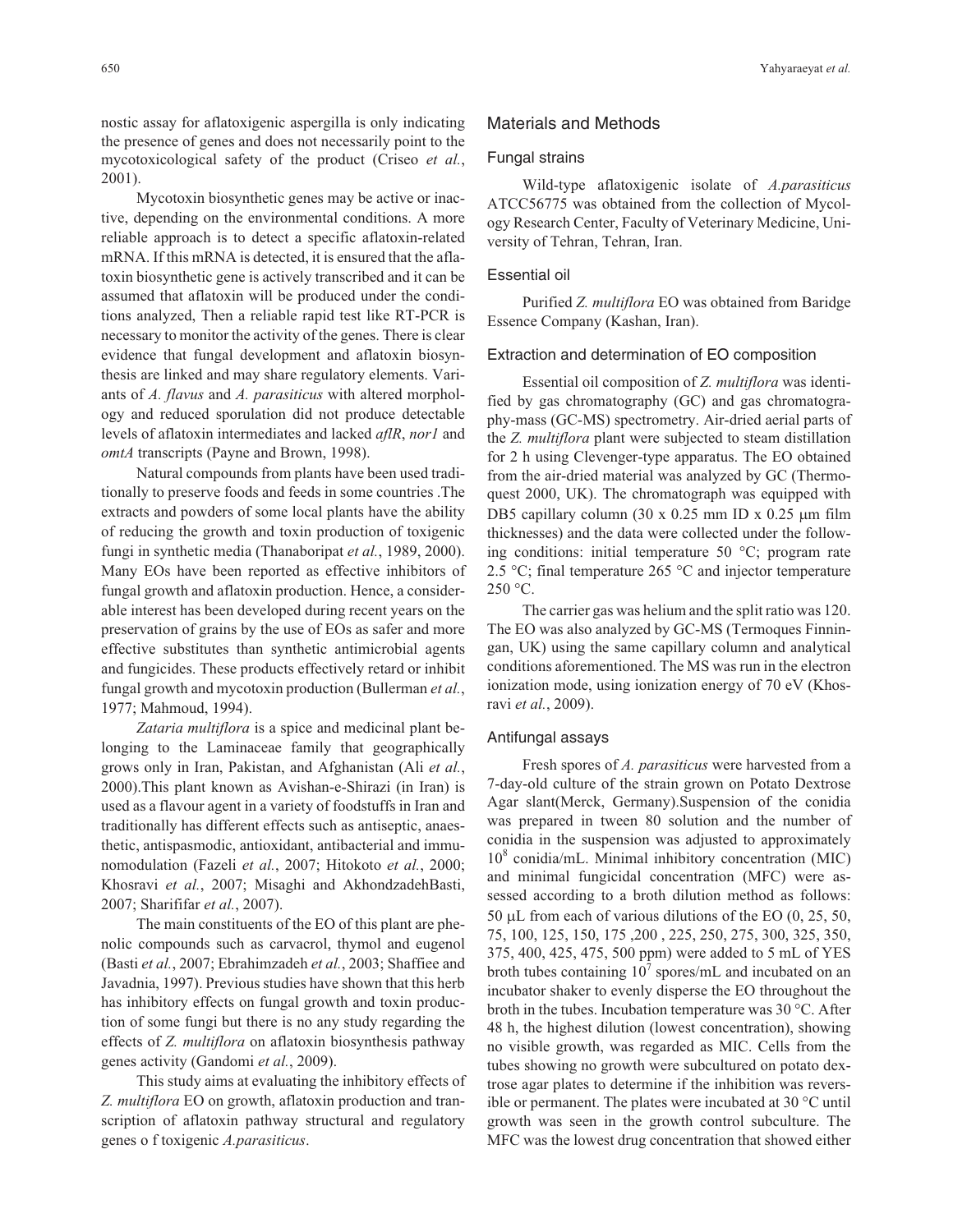nostic assay for aflatoxigenic aspergilla is only indicating the presence of genes and does not necessarily point to the mycotoxicological safety of the product (Criseo *et al.*, 2001).

Mycotoxin biosynthetic genes may be active or inactive, depending on the environmental conditions. A more reliable approach is to detect a specific aflatoxin-related mRNA. If this mRNA is detected, it is ensured that the aflatoxin biosynthetic gene is actively transcribed and it can be assumed that aflatoxin will be produced under the conditions analyzed, Then a reliable rapid test like RT-PCR is necessary to monitor the activity of the genes. There is clear evidence that fungal development and aflatoxin biosynthesis are linked and may share regulatory elements. Variants of *A. flavus* and *A. parasiticus* with altered morphology and reduced sporulation did not produce detectable levels of aflatoxin intermediates and lacked *aflR*, *nor1* and *omtA* transcripts (Payne and Brown, 1998).

Natural compounds from plants have been used traditionally to preserve foods and feeds in some countries .The extracts and powders of some local plants have the ability of reducing the growth and toxin production of toxigenic fungi in synthetic media (Thanaboripat *et al.*, 1989, 2000). Many EOs have been reported as effective inhibitors of fungal growth and aflatoxin production. Hence, a considerable interest has been developed during recent years on the preservation of grains by the use of EOs as safer and more effective substitutes than synthetic antimicrobial agents and fungicides. These products effectively retard or inhibit fungal growth and mycotoxin production (Bullerman *et al.*, 1977; Mahmoud, 1994).

*Zataria multiflora* is a spice and medicinal plant belonging to the Laminaceae family that geographically grows only in Iran, Pakistan, and Afghanistan (Ali *et al.*, 2000).This plant known as Avishan-e-Shirazi (in Iran) is used as a flavour agent in a variety of foodstuffs in Iran and traditionally has different effects such as antiseptic, anaesthetic, antispasmodic, antioxidant, antibacterial and immunomodulation (Fazeli *et al.*, 2007; Hitokoto *et al.*, 2000; Khosravi *et al.*, 2007; Misaghi and AkhondzadehBasti, 2007; Sharififar *et al.*, 2007).

The main constituents of the EO of this plant are phenolic compounds such as carvacrol, thymol and eugenol (Basti *et al.*, 2007; Ebrahimzadeh *et al.*, 2003; Shaffiee and Javadnia, 1997). Previous studies have shown that this herb has inhibitory effects on fungal growth and toxin production of some fungi but there is no any study regarding the effects of *Z. multiflora* on aflatoxin biosynthesis pathway genes activity (Gandomi *et al.*, 2009).

This study aims at evaluating the inhibitory effects of *Z. multiflora* EO on growth, aflatoxin production and transcription of aflatoxin pathway structural and regulatory genes o f toxigenic *A.parasiticus*.

## Materials and Methods

### Fungal strains

Wild-type aflatoxigenic isolate of *A.parasiticus* ATCC56775 was obtained from the collection of Mycology Research Center, Faculty of Veterinary Medicine, University of Tehran, Tehran, Iran.

### Essential oil

Purified *Z. multiflora* EO was obtained from Baridge Essence Company (Kashan, Iran).

### Extraction and determination of EO composition

Essential oil composition of *Z. multiflora* was identified by gas chromatography (GC) and gas chromatography-mass (GC-MS) spectrometry. Air-dried aerial parts of the *Z. multiflora* plant were subjected to steam distillation for 2 h using Clevenger-type apparatus. The EO obtained from the air-dried material was analyzed by GC (Thermoquest 2000, UK). The chromatograph was equipped with DB5 capillary column (30 x 0.25 mm ID x 0.25 μm film thicknesses) and the data were collected under the following conditions: initial temperature 50 °C; program rate 2.5 °C; final temperature 265 °C and injector temperature 250 °C.

The carrier gas was helium and the split ratio was 120. The EO was also analyzed by GC-MS (Termoques Finningan, UK) using the same capillary column and analytical conditions aforementioned. The MS was run in the electron ionization mode, using ionization energy of 70 eV (Khosravi *et al.*, 2009).

### Antifungal assays

Fresh spores of *A. parasiticus* were harvested from a 7-day-old culture of the strain grown on Potato Dextrose Agar slant(Merck, Germany).Suspension of the conidia was prepared in tween 80 solution and the number of conidia in the suspension was adjusted to approximately $10^8$ conidia/mL. Minimal inhibitory concentration (MIC) and minimal fungicidal concentration (MFC) were assessed according to a broth dilution method as follows: 50 μL from each of various dilutions of the EO (0, 25, 50, 75, 100, 125, 150, 175 ,200 , 225, 250, 275, 300, 325, 350, 375, 400, 425, 475, 500 ppm) were added to 5 mL of YES broth tubes containing $10^7$ spores/mL and incubated on an incubator shaker to evenly disperse the EO throughout the broth in the tubes. Incubation temperature was 30 °C. After 48 h, the highest dilution (lowest concentration), showing no visible growth, was regarded as MIC. Cells from the tubes showing no growth were subcultured on potato dextrose agar plates to determine if the inhibition was reversible or permanent. The plates were incubated at 30 °C until growth was seen in the growth control subculture. The MFC was the lowest drug concentration that showed either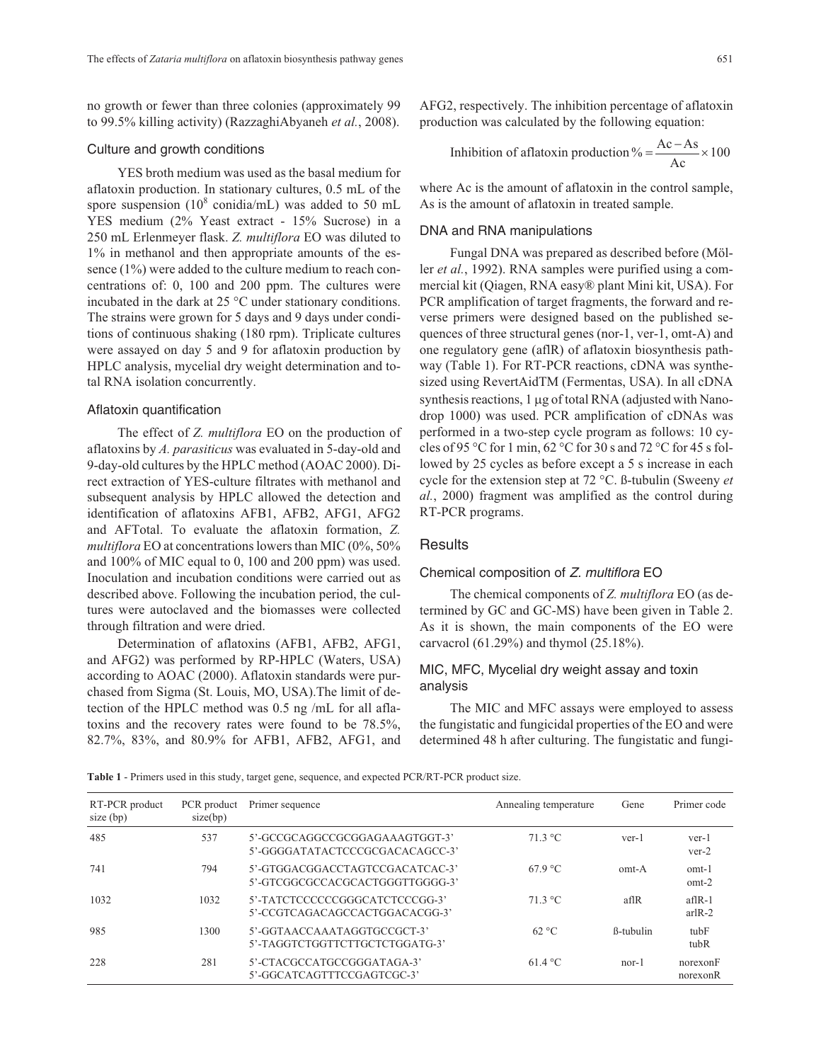no growth or fewer than three colonies (approximately 99 to 99.5% killing activity) (RazzaghiAbyaneh *et al.*, 2008).

### Culture and growth conditions

YES broth medium was used as the basal medium for aflatoxin production. In stationary cultures, 0.5 mL of the spore suspension ($10^8$ conidia/mL) was added to 50 mL YES medium (2% Yeast extract - 15% Sucrose) in a 250 mL Erlenmeyer flask. *Z. multiflora* EO was diluted to 1% in methanol and then appropriate amounts of the essence (1%) were added to the culture medium to reach concentrations of: 0, 100 and 200 ppm. The cultures were incubated in the dark at 25 °C under stationary conditions. The strains were grown for 5 days and 9 days under conditions of continuous shaking (180 rpm). Triplicate cultures were assayed on day 5 and 9 for aflatoxin production by HPLC analysis, mycelial dry weight determination and total RNA isolation concurrently.

### Aflatoxin quantification

The effect of *Z. multiflora* EO on the production of aflatoxins by *A. parasiticus* was evaluated in 5-day-old and 9-day-old cultures by the HPLC method (AOAC 2000). Direct extraction of YES-culture filtrates with methanol and subsequent analysis by HPLC allowed the detection and identification of aflatoxins AFB1, AFB2, AFG1, AFG2 and AFTotal. To evaluate the aflatoxin formation, *Z. multiflora* EO at concentrations lowers than MIC (0%, 50% and 100% of MIC equal to 0, 100 and 200 ppm) was used. Inoculation and incubation conditions were carried out as described above. Following the incubation period, the cultures were autoclaved and the biomasses were collected through filtration and were dried.

Determination of aflatoxins (AFB1, AFB2, AFG1, and AFG2) was performed by RP-HPLC (Waters, USA) according to AOAC (2000). Aflatoxin standards were purchased from Sigma (St. Louis, MO, USA).The limit of detection of the HPLC method was 0.5 ng /mL for all aflatoxins and the recovery rates were found to be 78.5%, 82.7%, 83%, and 80.9% for AFB1, AFB2, AFG1, and AFG2, respectively. The inhibition percentage of aflatoxin production was calculated by the following equation:

$$\text{Inhibition of aflatoxin production}\,\% = \frac{\text{Ac} - \text{As}}{\text{Ac}} \times 100$$

where Ac is the amount of aflatoxin in the control sample, As is the amount of aflatoxin in treated sample.

### DNA and RNA manipulations

Fungal DNA was prepared as described before (Möller *et al.*, 1992). RNA samples were purified using a commercial kit (Qiagen, RNA easy® plant Mini kit, USA). For PCR amplification of target fragments, the forward and reverse primers were designed based on the published sequences of three structural genes (nor-1, ver-1, omt-A) and one regulatory gene (aflR) of aflatoxin biosynthesis pathway (Table 1). For RT-PCR reactions, cDNA was synthesized using RevertAidTM (Fermentas, USA). In all cDNA synthesis reactions, 1 μg of total RNA (adjusted with Nanodrop 1000) was used. PCR amplification of cDNAs was performed in a two-step cycle program as follows: 10 cycles of 95 °C for 1 min, 62 °C for 30 s and 72 °C for 45 s followed by 25 cycles as before except a 5 s increase in each cycle for the extension step at 72 °C. ß-tubulin (Sweeny *et al.*, 2000) fragment was amplified as the control during RT-PCR programs.

## Results

### Chemical composition of *Z. multiflora* EO

The chemical components of *Z. multiflora* EO (as determined by GC and GC-MS) have been given in Table 2. As it is shown, the main components of the EO were carvacrol (61.29%) and thymol (25.18%).

### MIC, MFC, Mycelial dry weight assay and toxin analysis

The MIC and MFC assays were employed to assess the fungistatic and fungicidal properties of the EO and were determined 48 h after culturing. The fungistatic and fungi-

**Table 1** - Primers used in this study, target gene, sequence, and expected PCR/RT-PCR product size.

| RT-PCR product size (bp) | PCR product size(bp) | Primer sequence | Annealing temperature | Gene | Primer code |
|---|---|---|---|---|---|
| 485 | 537 | 5'-GCCGCAGGCCGCGGAGAAAGTGGT-3'<br>5'-GGGGATATACTCCCGCGACACAGCC-3' | 71.3 °C | ver-1 | ver-1<br>ver-2 |
| 741 | 794 | 5'-GTGGACGGACCTAGTCCGACATCAC-3'<br>5'-GTCGGCGCCACGCACTGGGTTGGGG-3' | 67.9 °C | omt-A | omt-1<br>omt-2 |
| 1032 | 1032 | 5'-TATCTCCCCCCGGGCATCTCCCGG-3'<br>5'-CCGTCAGACAGCCACTGGACACGG-3' | 71.3 °C | aflR | aflR-1<br>arlR-2 |
| 985 | 1300 | 5'-GGTAACCAAATAGGTGCCGCT-3'<br>5'-TAGGTCTGGTTCTTGCTCTGGATG-3' | 62 °C | ß-tubulin | tubF<br>tubR |
| 228 | 281 | 5'-CTACGCCATGCCGGGATAGA-3'<br>5'-GGCATCAGTTTCCGAGTCGC-3' | 61.4 °C | nor-1 | norexonF<br>norexonR |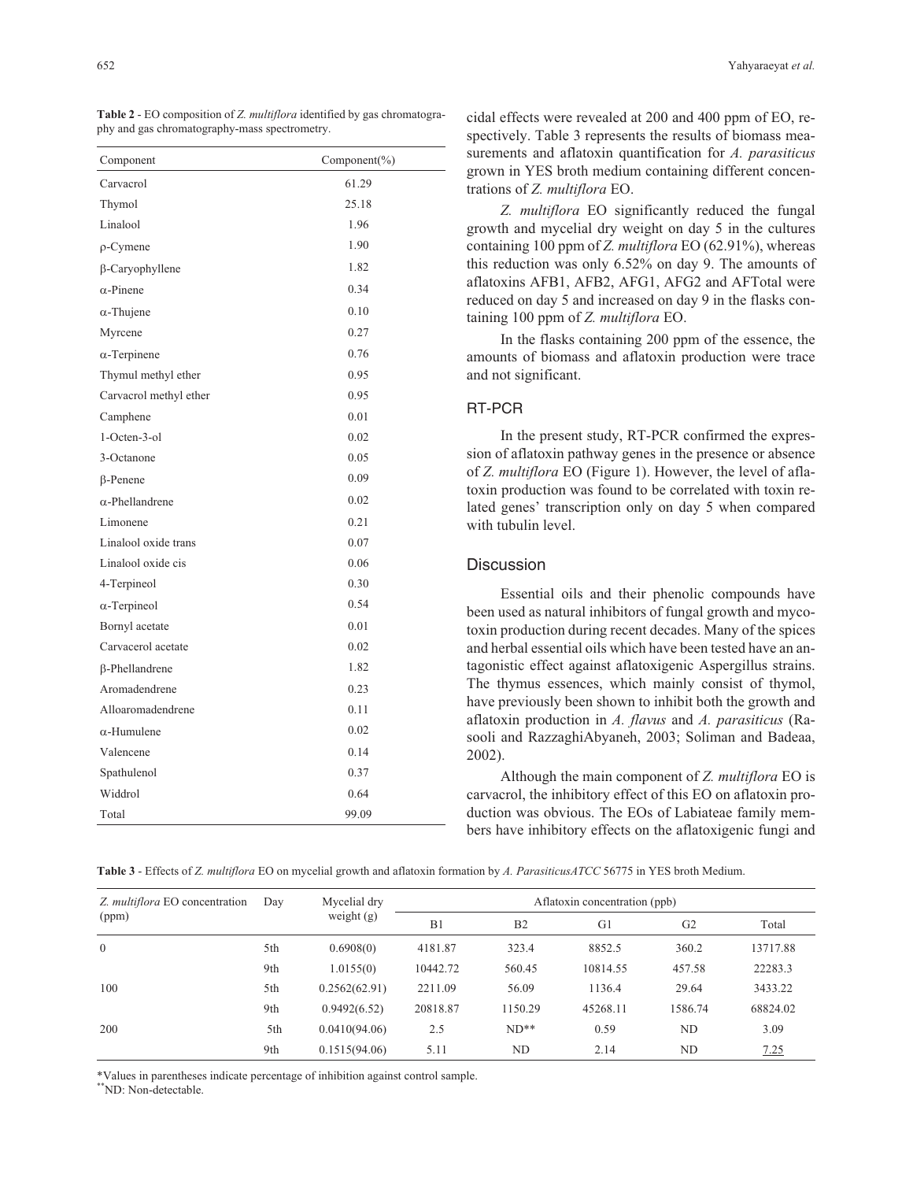**Table 2** - EO composition of *Z. multiflora* identified by gas chromatography and gas chromatography-mass spectrometry.

| Component | Component(%) |
|---|---|
| Carvacrol | 61.29 |
| Thymol | 25.18 |
| Linalool | 1.96 |
| ρ-Cymene | 1.90 |
| β-Caryophyllene | 1.82 |
| α-Pinene | 0.34 |
| α-Thujene | 0.10 |
| Myrcene | 0.27 |
| α-Terpinene | 0.76 |
| Thymul methyl ether | 0.95 |
| Carvacrol methyl ether | 0.95 |
| Camphene | 0.01 |
| 1-Octen-3-ol | 0.02 |
| 3-Octanone | 0.05 |
| β-Penene | 0.09 |
| α-Phellandrene | 0.02 |
| Limonene | 0.21 |
| Linalool oxide trans | 0.07 |
| Linalool oxide cis | 0.06 |
| 4-Terpineol | 0.30 |
| α-Terpineol | 0.54 |
| Bornyl acetate | 0.01 |
| Carvacerol acetate | 0.02 |
| β-Phellandrene | 1.82 |
| Aromadendrene | 0.23 |
| Alloaromadendrene | 0.11 |
| α-Humulene | 0.02 |
| Valencene | 0.14 |
| Spathulenol | 0.37 |
| Widdrol | 0.64 |
| Total | 99.09 |

cidal effects were revealed at 200 and 400 ppm of EO, respectively. Table 3 represents the results of biomass measurements and aflatoxin quantification for *A. parasiticus* grown in YES broth medium containing different concentrations of *Z. multiflora* EO.

*Z. multiflora* EO significantly reduced the fungal growth and mycelial dry weight on day 5 in the cultures containing 100 ppm of *Z. multiflora* EO (62.91%), whereas this reduction was only 6.52% on day 9. The amounts of aflatoxins AFB1, AFB2, AFG1, AFG2 and AFTotal were reduced on day 5 and increased on day 9 in the flasks containing 100 ppm of *Z. multiflora* EO.

In the flasks containing 200 ppm of the essence, the amounts of biomass and aflatoxin production were trace and not significant.

## RT-PCR

In the present study, RT-PCR confirmed the expression of aflatoxin pathway genes in the presence or absence of *Z. multiflora* EO (Figure 1). However, the level of aflatoxin production was found to be correlated with toxin related genes' transcription only on day 5 when compared with tubulin level.

## Discussion

Essential oils and their phenolic compounds have been used as natural inhibitors of fungal growth and mycotoxin production during recent decades. Many of the spices and herbal essential oils which have been tested have an antagonistic effect against aflatoxigenic Aspergillus strains. The thymus essences, which mainly consist of thymol, have previously been shown to inhibit both the growth and aflatoxin production in *A. flavus* and *A. parasiticus* (Rasooli and RazzaghiAbyaneh, 2003; Soliman and Badeaa, 2002).

Although the main component of *Z. multiflora* EO is carvacrol, the inhibitory effect of this EO on aflatoxin production was obvious. The EOs of Labiateae family members have inhibitory effects on the aflatoxigenic fungi and

**Table 3** - Effects of *Z. multiflora* EO on mycelial growth and aflatoxin formation by *A. ParasiticusATCC* 56775 in YES broth Medium.

| *Z. multiflora* EO concentration (ppm) | Day | Mycelial dry weight (g) | Aflatoxin concentration (ppb) | | | | |
|---|---|---|---|---|---|---|---|
| | | | B1 | B2 | G1 | G2 | Total |
| 0 | 5th | 0.6908(0) | 4181.87 | 323.4 | 8852.5 | 360.2 | 13717.88 |
| | 9th | 1.0155(0) | 10442.72 | 560.45 | 10814.55 | 457.58 | 22283.3 |
| 100 | 5th | 0.2562(62.91) | 2211.09 | 56.09 | 1136.4 | 29.64 | 3433.22 |
| | 9th | 0.9492(6.52) | 20818.87 | 1150.29 | 45268.11 | 1586.74 | 68824.02 |
| 200 | 5th | 0.0410(94.06) | 2.5 | ND** | 0.59 | ND | 3.09 |
| | 9th | 0.1515(94.06) | 5.11 | ND | 2.14 | ND | 7.25 |

*Values in parentheses indicate percentage of inhibition against control sample.

**ND: Non-detectable.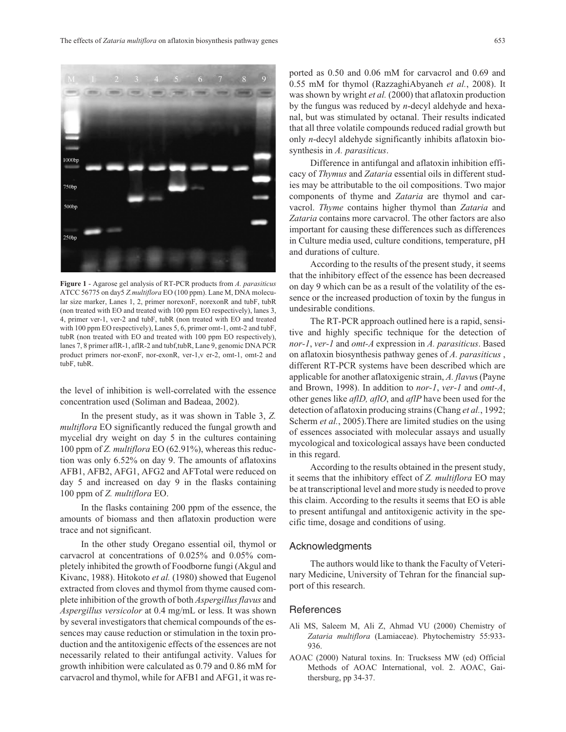**Figure 1** - Agarose gel analysis of RT-PCR products from *A. parasiticus* ATCC 56775 on day5 *Z.multiflora* EO (100 ppm). Lane M, DNA molecular size marker, Lanes 1, 2, primer norexonF, norexonR and tubF, tubR (non treated with EO and treated with 100 ppm EO respectively), lanes 3, 4, primer ver-1, ver-2 and tubF, tubR (non treated with EO and treated with 100 ppm EO respectively), Lanes 5, 6, primer omt-1, omt-2 and tubF, tubR (non treated with EO and treated with 100 ppm EO respectively), lanes 7, 8 primer aflR-1, aflR-2 and tubf,tubR, Lane 9, genomic DNA PCR product primers nor-exonF, nor-exonR, ver-1,v er-2, omt-1, omt-2 and tubF, tubR.

the level of inhibition is well-correlated with the essence concentration used (Soliman and Badeaa, 2002).

In the present study, as it was shown in Table 3, *Z. multiflora* EO significantly reduced the fungal growth and mycelial dry weight on day 5 in the cultures containing 100 ppm of *Z. multiflora* EO (62.91%), whereas this reduction was only 6.52% on day 9. The amounts of aflatoxins AFB1, AFB2, AFG1, AFG2 and AFTotal were reduced on day 5 and increased on day 9 in the flasks containing 100 ppm of *Z. multiflora* EO.

In the flasks containing 200 ppm of the essence, the amounts of biomass and then aflatoxin production were trace and not significant.

In the other study Oregano essential oil, thymol or carvacrol at concentrations of 0.025% and 0.05% completely inhibited the growth of Foodborne fungi (Akgul and Kivanc, 1988). Hitokoto *et al.* (1980) showed that Eugenol extracted from cloves and thymol from thyme caused complete inhibition of the growth of both *Aspergillus flavus* and *Aspergillus versicolor* at 0.4 mg/mL or less. It was shown by several investigators that chemical compounds of the essences may cause reduction or stimulation in the toxin production and the antitoxigenic effects of the essences are not necessarily related to their antifungal activity. Values for growth inhibition were calculated as 0.79 and 0.86 mM for carvacrol and thymol, while for AFB1 and AFG1, it was reported as 0.50 and 0.06 mM for carvacrol and 0.69 and 0.55 mM for thymol (RazzaghiAbyaneh *et al.*, 2008). It was shown by wright *et al.* (2000) that aflatoxin production by the fungus was reduced by *n*-decyl aldehyde and hexanal, but was stimulated by octanal. Their results indicated that all three volatile compounds reduced radial growth but only *n*-decyl aldehyde significantly inhibits aflatoxin biosynthesis in *A. parasiticus*.

Difference in antifungal and aflatoxin inhibition efficacy of *Thymus* and *Zataria* essential oils in different studies may be attributable to the oil compositions. Two major components of thyme and *Zataria* are thymol and carvacrol. *Thyme* contains higher thymol than *Zataria* and *Zataria* contains more carvacrol. The other factors are also important for causing these differences such as differences in Culture media used, culture conditions, temperature, pH and durations of culture.

According to the results of the present study, it seems that the inhibitory effect of the essence has been decreased on day 9 which can be as a result of the volatility of the essence or the increased production of toxin by the fungus in undesirable conditions.

The RT-PCR approach outlined here is a rapid, sensitive and highly specific technique for the detection of *nor-1*, *ver-1* and *omt-A* expression in *A. parasiticus*. Based on aflatoxin biosynthesis pathway genes of *A. parasiticus* , different RT-PCR systems have been described which are applicable for another aflatoxigenic strain, *A. flavu*s (Payne and Brown, 1998). In addition to *nor-1*, *ver-1* and *omt-A*, other genes like *aflD, aflO*, and *aflP* have been used for the detection of aflatoxin producing strains (Chang *et al.*, 1992; Scherm *et al.*, 2005).There are limited studies on the using of essences associated with molecular assays and usually mycological and toxicological assays have been conducted in this regard.

According to the results obtained in the present study, it seems that the inhibitory effect of *Z. multiflora* EO may be at transcriptional level and more study is needed to prove this claim. According to the results it seems that EO is able to present antifungal and antitoxigenic activity in the specific time, dosage and conditions of using.

## Acknowledgments

The authors would like to thank the Faculty of Veterinary Medicine, University of Tehran for the financial support of this research.

## References

- Ali MS, Saleem M, Ali Z, Ahmad VU (2000) Chemistry of *Zataria multiflora* (Lamiaceae). Phytochemistry 55:933-936.
- AOAC (2000) Natural toxins. In: Trucksess MW (ed) Official Methods of AOAC International, vol. 2. AOAC, Gaithersburg, pp 34-37.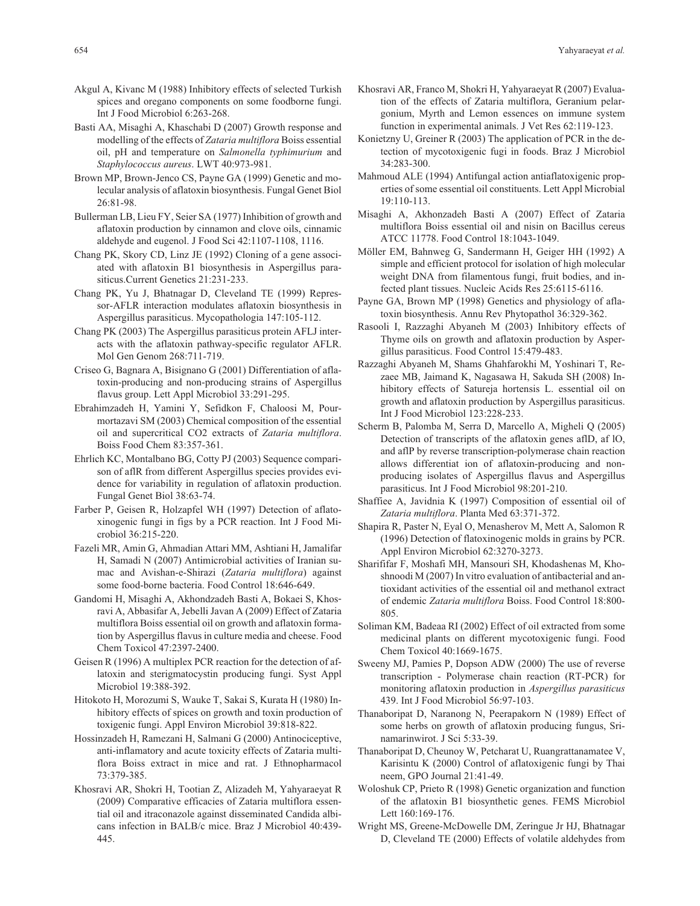Akgul A, Kivanc M (1988) Inhibitory effects of selected Turkish spices and oregano components on some foodborne fungi. Int J Food Microbiol 6:263-268.

Basti AA, Misaghi A, Khaschabi D (2007) Growth response and modelling of the effects of *Zataria multiflora* Boiss essential oil, pH and temperature on *Salmonella typhimurium* and *Staphylococcus aureus*. LWT 40:973-981.

Brown MP, Brown-Jenco CS, Payne GA (1999) Genetic and molecular analysis of aflatoxin biosynthesis. Fungal Genet Biol 26:81-98.

Bullerman LB, Lieu FY, Seier SA (1977) Inhibition of growth and aflatoxin production by cinnamon and clove oils, cinnamic aldehyde and eugenol. J Food Sci 42:1107-1108, 1116.

Chang PK, Skory CD, Linz JE (1992) Cloning of a gene associated with aflatoxin B1 biosynthesis in Aspergillus parasiticus.Current Genetics 21:231-233.

Chang PK, Yu J, Bhatnagar D, Cleveland TE (1999) Repressor-AFLR interaction modulates aflatoxin biosynthesis in Aspergillus parasiticus. Mycopathologia 147:105-112.

Chang PK (2003) The Aspergillus parasiticus protein AFLJ interacts with the aflatoxin pathway-specific regulator AFLR. Mol Gen Genom 268:711-719.

Criseo G, Bagnara A, Bisignano G (2001) Differentiation of aflatoxin-producing and non-producing strains of Aspergillus flavus group. Lett Appl Microbil 33:291-295.

Ebrahimzadeh H, Yamini Y, Sefidkon F, Chaloosi M, Pourmortazavi SM (2003) Chemical composition of the essential oil and supercritical CO2 extracts of *Zataria multiflora*. Boiss Food Chem 83:357-361.

Ehrlich KC, Montalbano BG, Cotty PJ (2003) Sequence comparison of aflR from different Aspergillus species provides evidence for variability in regulation of aflatoxin production. Fungal Genet Biol 38:63-74.

Farber P, Geisen R, Holzapfel WH (1997) Detection of aflatoxinogenic fungi in figs by a PCR reaction. Int J Food Microbiol 36:215-220.

Fazeli MR, Amin G, Ahmadian Attari MM, Ashtiani H, Jamalifar H, Samadi N (2007) Antimicrobial activities of Iranian sumac and Avishan-e-Shirazi (*Zataria multiflora*) against some food-borne bacteria. Food Control 18:646-649.

Gandomi H, Misaghi A, Akhondzadeh Basti A, Bokaei S, Khosravi A, Abbasifar A, Jebelli Javan A (2009) Effect of Zataria multiflora Boiss essential oil on growth and aflatoxin formation by Aspergillus flavus in culture media and cheese. Food Chem Toxicol 47:2397-2400.

Geisen R (1996) A multiplex PCR reaction for the detection of aflatoxin and sterigmatocystin producing fungi. Syst Appl Microbiol 19:388-392.

Hitokoto H, Morozumi S, Wauke T, Sakai S, Kurata H (1980) Inhibitory effects of spices on growth and toxin production of toxigenic fungi. Appl Environ Microbiol 39:818-822.

Hossinzadeh H, Ramezani H, Salmani G (2000) Antinociceptive, anti-inflamatory and acute toxicity effects of Zataria multiflora Boiss extract in mice and rat. J Ethnopharmacol 73:379-385.

Khosravi AR, Shokri H, Tootian Z, Alizadeh M, Yahyaraeyat R (2009) Comparative efficacies of Zataria multiflora essential oil and itraconazole against disseminated Candida albicans infection in BALB/c mice. Braz J Microbiol 40:439-445.

Khosravi AR, Franco M, Shokri H, Yahyaraeyat R (2007) Evaluation of the effects of Zataria multiflora, Geranium pelargonium, Myrth and Lemon essences on immune system function in experimental animals. J Vet Res 62:119-123.

Konietzny U, Greiner R (2003) The application of PCR in the detection of mycotoxigenic fugi in foods. Braz J Microbiol 34:283-300.

Mahmoud ALE (1994) Antifungal action antiaflatoxigenic properties of some essential oil constituents. Lett Appl Microbial 19:110-113.

Misaghi A, Akhonzadeh Basti A (2007) Effect of Zataria multiflora Boiss essential oil and nisin on Bacillus cereus ATCC 11778. Food Control 18:1043-1049.

Möller EM, Bahnweg G, Sandermann H, Geiger HH (1992) A simple and efficient protocol for isolation of high molecular weight DNA from filamentous fungi, fruit bodies, and infected plant tissues. Nucleic Acids Res 25:6115-6116.

Payne GA, Brown MP (1998) Genetics and physiology of aflatoxin biosynthesis. Annu Rev Phytopathol 36:329-362.

Rasooli I, Razzaghi Abyaneh M (2003) Inhibitory effects of Thyme oils on growth and aflatoxin production by Aspergillus parasiticus. Food Control 15:479-483.

Razzaghi Abyaneh M, Shams Ghahfarokhi M, Yoshinari T, Rezaee MB, Jaimand K, Nagasawa H, Sakuda SH (2008) Inhibitory effects of Satureja hortensis L. essential oil on growth and aflatoxin production by Aspergillus parasiticus. Int J Food Microbiol 123:228-233.

Scherm B, Palomba M, Serra D, Marcello A, Migheli Q (2005) Detection of transcripts of the aflatoxin genes aflD, af lO, and aflP by reverse transcription-polymerase chain reaction allows differentiat ion of aflatoxin-producing and non-producing isolates of Aspergillus flavus and Aspergillus parasiticus. Int J Food Microbiol 98:201-210.

Shaffiee A, Javidnia K (1997) Composition of essential oil of *Zataria multiflora*. Planta Med 63:371-372.

Shapira R, Paster N, Eyal O, Menasherov M, Mett A, Salomon R (1996) Detection of flatoxinogenic molds in grains by PCR. Appl Environ Microbiol 62:3270-3273.

Sharififar F, Moshafi MH, Mansouri SH, Khodashenas M, Khoshnoodi M (2007) In vitro evaluation of antibacterial and antioxidant activities of the essential oil and methanol extract of endemic *Zataria multiflora* Boiss. Food Control 18:800-805.

Soliman KM, Badeaa RI (2002) Effect of oil extracted from some medicinal plants on different mycotoxigenic fungi. Food Chem Toxicol 40:1669-1675.

Sweeny MJ, Pamies P, Dopson ADW (2000) The use of reverse transcription - Polymerase chain reaction (RT-PCR) for monitoring aflatoxin production in *Aspergillus parasiticus* 439. Int J Food Microbiol 56:97-103.

Thanaboripat D, Naranong N, Peerapakorn N (1989) Effect of some herbs on growth of aflatoxin producing fungus, Srinamarinwirot. J Sci 5:33-39.

Thanaboripat D, Cheunoy W, Petcharat U, Ruangrattanamatee V, Karisintu K (2000) Control of aflatoxigenic fungi by Thai neem, GPO Journal 21:41-49.

Woloshuk CP, Prieto R (1998) Genetic organization and function of the aflatoxin B1 biosynthetic genes. FEMS Microbiol Lett 160:169-176.

Wright MS, Greene-McDowelle DM, Zeringue Jr HJ, Bhatnagar D, Cleveland TE (2000) Effects of volatile aldehydes from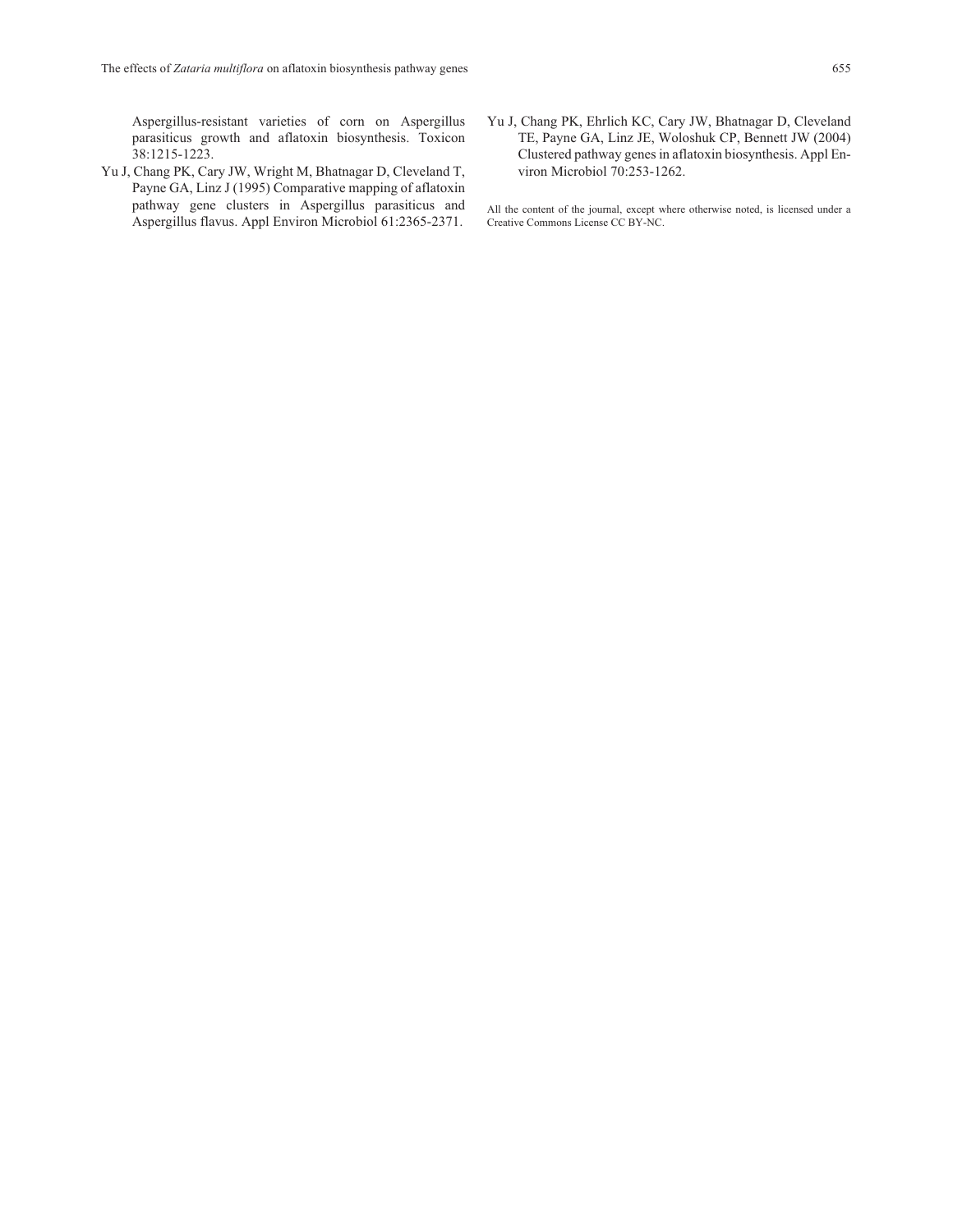Aspergillus-resistant varieties of corn on Aspergillus parasiticus growth and aflatoxin biosynthesis. Toxicon 38:1215-1223.

Yu J, Chang PK, Cary JW, Wright M, Bhatnagar D, Cleveland T, Payne GA, Linz J (1995) Comparative mapping of aflatoxin pathway gene clusters in Aspergillus parasiticus and Aspergillus flavus. Appl Environ Microbiol 61:2365-2371.

Yu J, Chang PK, Ehrlich KC, Cary JW, Bhatnagar D, Cleveland TE, Payne GA, Linz JE, Woloshuk CP, Bennett JW (2004) Clustered pathway genes in aflatoxin biosynthesis. Appl Environ Microbiol 70:253-1262.

All the content of the journal, except where otherwise noted, is licensed under a Creative Commons License CC BY-NC.